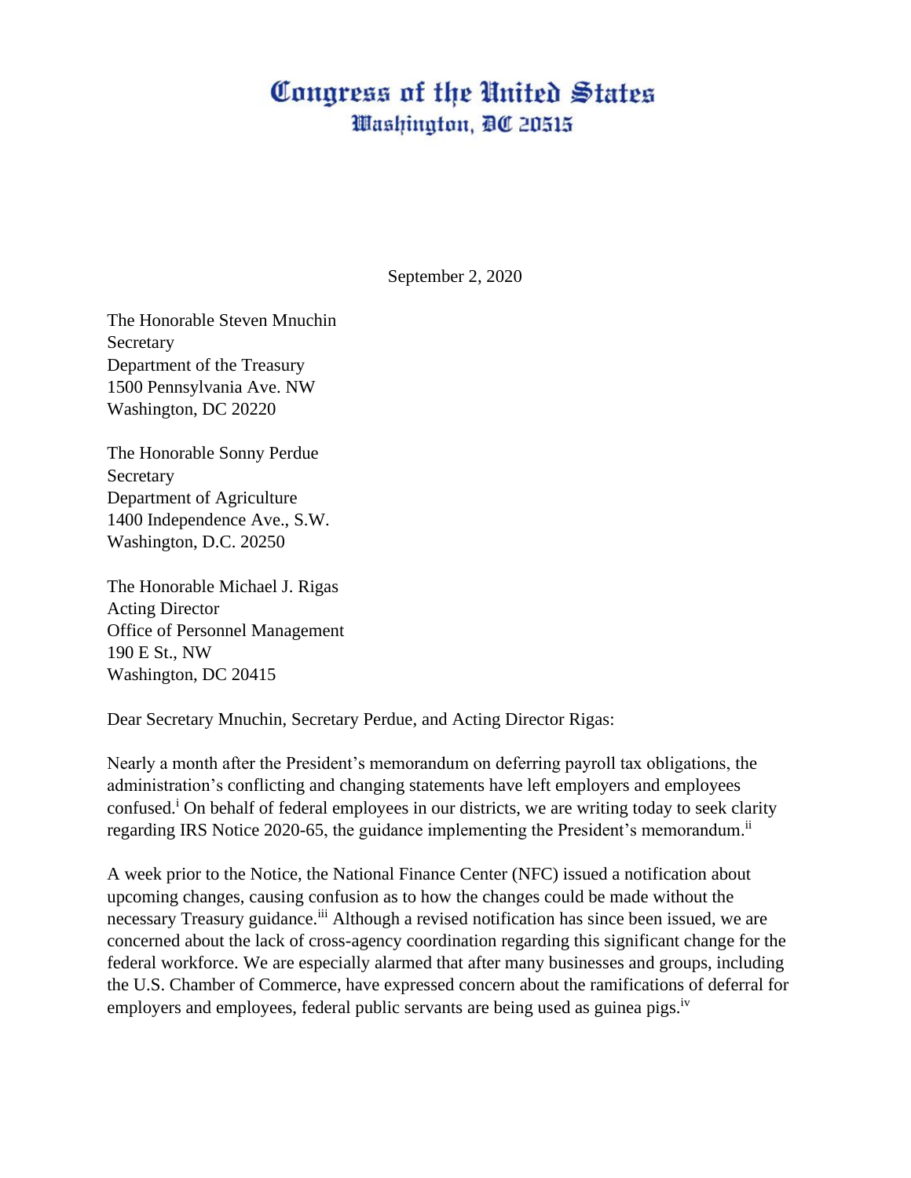# Congress of the United States
## Washington, DC 20515

September 2, 2020

The Honorable Steven Mnuchin
Secretary
Department of the Treasury
1500 Pennsylvania Ave. NW
Washington, DC 20220

The Honorable Sonny Perdue
Secretary
Department of Agriculture
1400 Independence Ave., S.W.
Washington, D.C. 20250

The Honorable Michael J. Rigas
Acting Director
Office of Personnel Management
190 E St., NW
Washington, DC 20415

Dear Secretary Mnuchin, Secretary Perdue, and Acting Director Rigas:

Nearly a month after the President's memorandum on deferring payroll tax obligations, the administration's conflicting and changing statements have left employers and employees confused.[i] On behalf of federal employees in our districts, we are writing today to seek clarity regarding IRS Notice 2020-65, the guidance implementing the President's memorandum.[ii]

A week prior to the Notice, the National Finance Center (NFC) issued a notification about upcoming changes, causing confusion as to how the changes could be made without the necessary Treasury guidance.[iii] Although a revised notification has since been issued, we are concerned about the lack of cross-agency coordination regarding this significant change for the federal workforce. We are especially alarmed that after many businesses and groups, including the U.S. Chamber of Commerce, have expressed concern about the ramifications of deferral for employers and employees, federal public servants are being used as guinea pigs.[iv]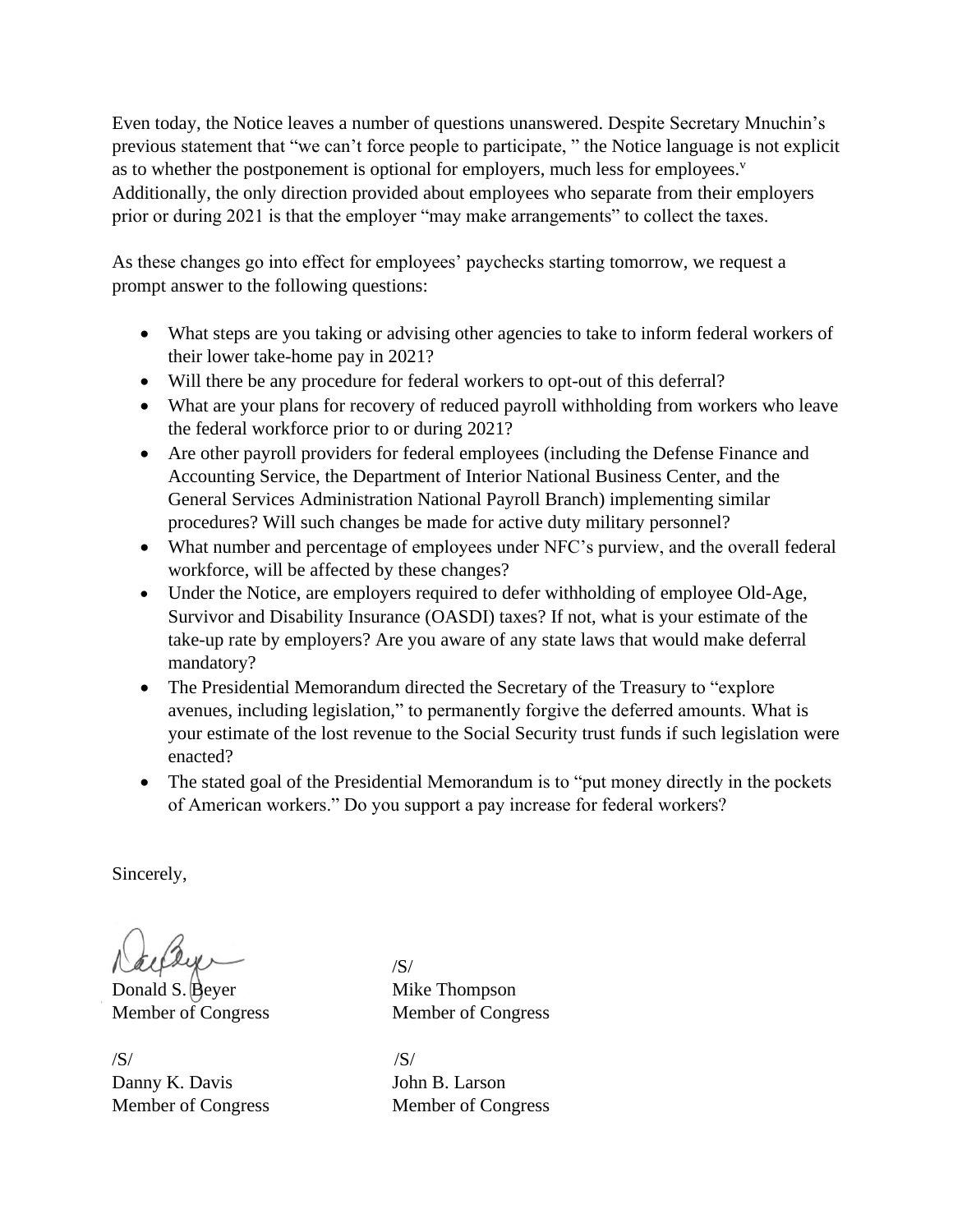Even today, the Notice leaves a number of questions unanswered. Despite Secretary Mnuchin's previous statement that "we can't force people to participate, " the Notice language is not explicit as to whether the postponement is optional for employers, much less for employees.[v] Additionally, the only direction provided about employees who separate from their employers prior or during 2021 is that the employer "may make arrangements" to collect the taxes.

As these changes go into effect for employees' paychecks starting tomorrow, we request a prompt answer to the following questions:

- What steps are you taking or advising other agencies to take to inform federal workers of their lower take-home pay in 2021?
- Will there be any procedure for federal workers to opt-out of this deferral?
- What are your plans for recovery of reduced payroll withholding from workers who leave the federal workforce prior to or during 2021?
- Are other payroll providers for federal employees (including the Defense Finance and Accounting Service, the Department of Interior National Business Center, and the General Services Administration National Payroll Branch) implementing similar procedures? Will such changes be made for active duty military personnel?
- What number and percentage of employees under NFC's purview, and the overall federal workforce, will be affected by these changes?
- Under the Notice, are employers required to defer withholding of employee Old-Age, Survivor and Disability Insurance (OASDI) taxes? If not, what is your estimate of the take-up rate by employers? Are you aware of any state laws that would make deferral mandatory?
- The Presidential Memorandum directed the Secretary of the Treasury to "explore avenues, including legislation," to permanently forgive the deferred amounts. What is your estimate of the lost revenue to the Social Security trust funds if such legislation were enacted?
- The stated goal of the Presidential Memorandum is to "put money directly in the pockets of American workers." Do you support a pay increase for federal workers?

Sincerely,

Donald S. Beyer
Member of Congress

/S/
Mike Thompson
Member of Congress

/S/
Danny K. Davis
Member of Congress

/S/
John B. Larson
Member of Congress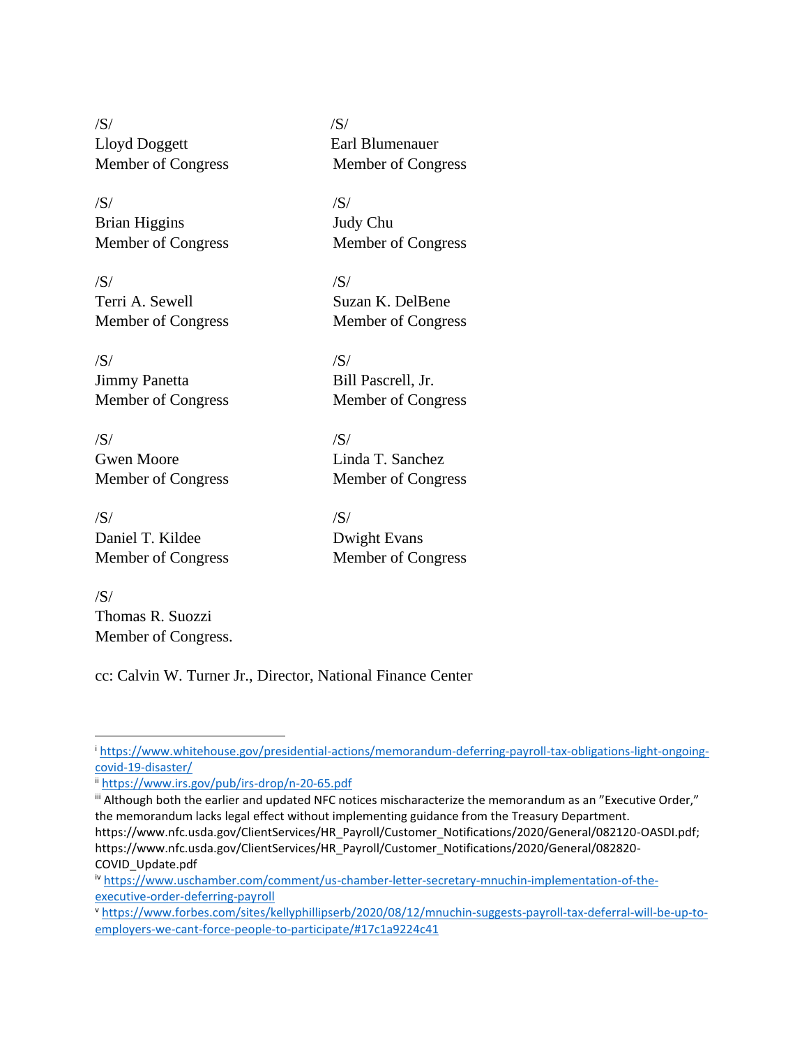/S/
Lloyd Doggett
Member of Congress

/S/
Earl Blumenauer
Member of Congress

/S/
Brian Higgins
Member of Congress

/S/
Judy Chu
Member of Congress

/S/
Terri A. Sewell
Member of Congress

/S/
Suzan K. DelBene
Member of Congress

/S/
Jimmy Panetta
Member of Congress

/S/
Bill Pascrell, Jr.
Member of Congress

/S/
Gwen Moore
Member of Congress

/S/
Linda T. Sanchez
Member of Congress

/S/
Daniel T. Kildee
Member of Congress

/S/
Dwight Evans
Member of Congress

/S/
Thomas R. Suozzi
Member of Congress.

cc: Calvin W. Turner Jr., Director, National Finance Center

---

[i] https://www.whitehouse.gov/presidential-actions/memorandum-deferring-payroll-tax-obligations-light-ongoing-covid-19-disaster/

[ii] https://www.irs.gov/pub/irs-drop/n-20-65.pdf

[iii] Although both the earlier and updated NFC notices mischaracterize the memorandum as an "Executive Order," the memorandum lacks legal effect without implementing guidance from the Treasury Department. https://www.nfc.usda.gov/ClientServices/HR_Payroll/Customer_Notifications/2020/General/082120-OASDI.pdf; https://www.nfc.usda.gov/ClientServices/HR_Payroll/Customer_Notifications/2020/General/082820-COVID_Update.pdf

[iv] https://www.uschamber.com/comment/us-chamber-letter-secretary-mnuchin-implementation-of-the-executive-order-deferring-payroll

[v] https://www.forbes.com/sites/kellyphillipserb/2020/08/12/mnuchin-suggests-payroll-tax-deferral-will-be-up-to-employers-we-cant-force-people-to-participate/#17c1a9224c41